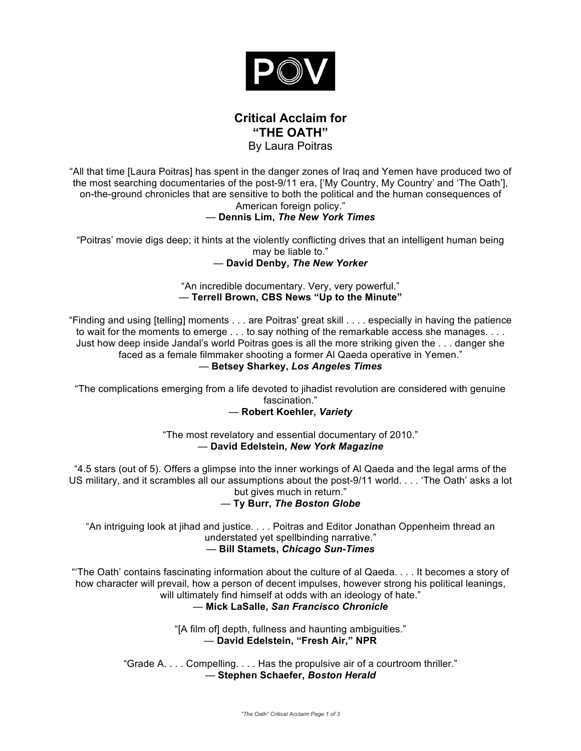POV

# Critical Acclaim for "THE OATH"

By Laura Poitras

"All that time [Laura Poitras] has spent in the danger zones of Iraq and Yemen have produced two of the most searching documentaries of the post-9/11 era, ['My Country, My Country' and 'The Oath'], on-the-ground chronicles that are sensitive to both the political and the human consequences of American foreign policy."
**— Dennis Lim, *The New York Times***

"Poitras' movie digs deep; it hints at the violently conflicting drives that an intelligent human being may be liable to."
**— David Denby, *The New Yorker***

"An incredible documentary. Very, very powerful."
**— Terrell Brown, CBS News "Up to the Minute"**

"Finding and using [telling] moments . . . are Poitras' great skill . . . . especially in having the patience to wait for the moments to emerge . . . to say nothing of the remarkable access she manages. . . . Just how deep inside Jandal's world Poitras goes is all the more striking given the . . . danger she faced as a female filmmaker shooting a former Al Qaeda operative in Yemen."
**— Betsey Sharkey, *Los Angeles Times***

"The complications emerging from a life devoted to jihadist revolution are considered with genuine fascination."
**— Robert Koehler, *Variety***

"The most revelatory and essential documentary of 2010."
**— David Edelstein, *New York Magazine***

"4.5 stars (out of 5). Offers a glimpse into the inner workings of Al Qaeda and the legal arms of the US military, and it scrambles all our assumptions about the post-9/11 world. . . . 'The Oath' asks a lot but gives much in return."
**— Ty Burr, *The Boston Globe***

"An intriguing look at jihad and justice. . . . Poitras and Editor Jonathan Oppenheim thread an understated yet spellbinding narrative."
**— Bill Stamets, *Chicago Sun-Times***

"'The Oath' contains fascinating information about the culture of al Qaeda. . . . It becomes a story of how character will prevail, how a person of decent impulses, however strong his political leanings, will ultimately find himself at odds with an ideology of hate."
**— Mick LaSalle, *San Francisco Chronicle***

"[A film of] depth, fullness and haunting ambiguities."
**— David Edelstein, "Fresh Air," NPR**

"Grade A. . . . Compelling. . . . Has the propulsive air of a courtroom thriller."
**— Stephen Schaefer, *Boston Herald***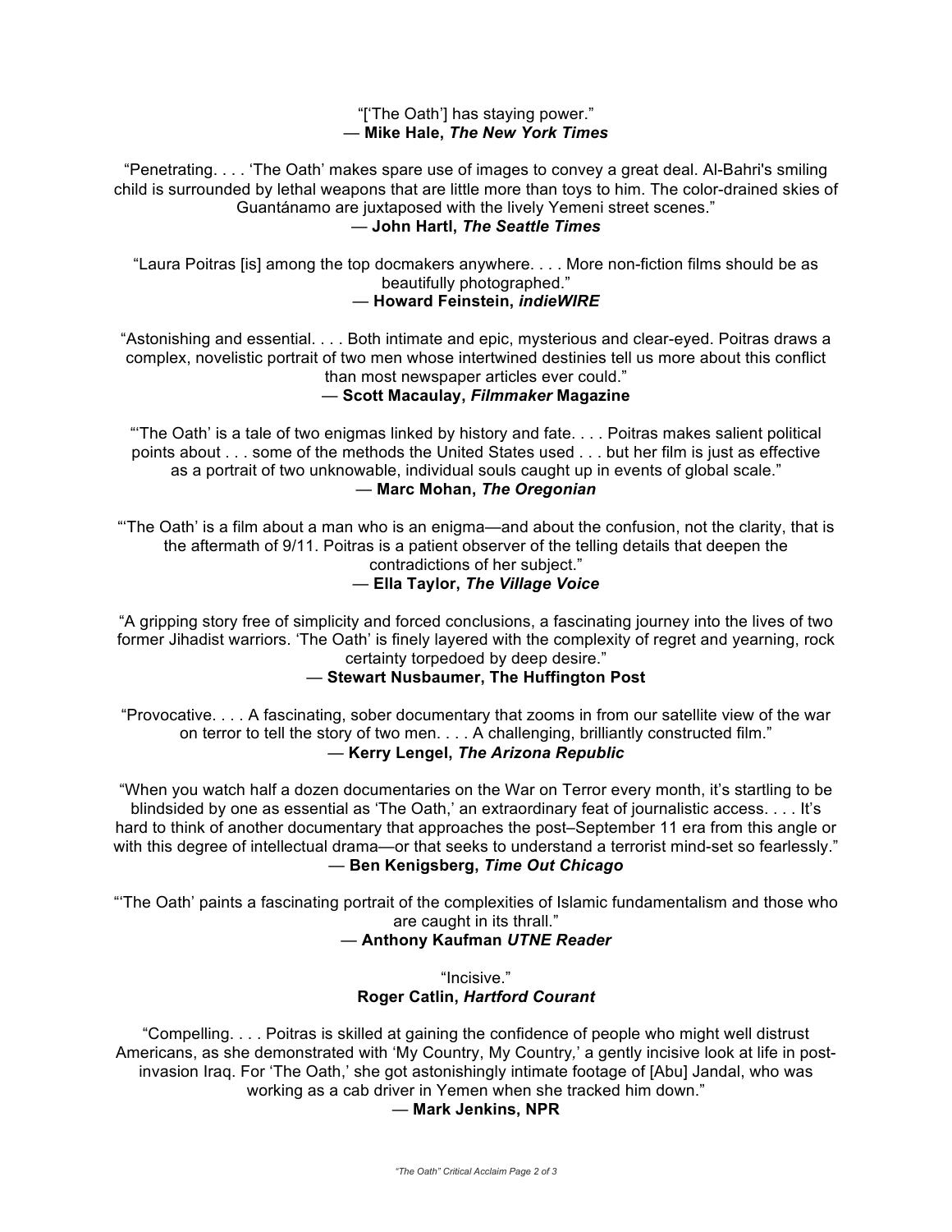"['The Oath'] has staying power."
— **Mike Hale, *The New York Times***

"Penetrating. . . . 'The Oath' makes spare use of images to convey a great deal. Al-Bahri's smiling child is surrounded by lethal weapons that are little more than toys to him. The color-drained skies of Guantánamo are juxtaposed with the lively Yemeni street scenes."
— **John Hartl, *The Seattle Times***

"Laura Poitras [is] among the top docmakers anywhere. . . . More non-fiction films should be as beautifully photographed."
— **Howard Feinstein, *indieWIRE***

"Astonishing and essential. . . . Both intimate and epic, mysterious and clear-eyed. Poitras draws a complex, novelistic portrait of two men whose intertwined destinies tell us more about this conflict than most newspaper articles ever could."
— **Scott Macaulay, *Filmmaker* Magazine**

"'The Oath' is a tale of two enigmas linked by history and fate. . . . Poitras makes salient political points about . . . some of the methods the United States used . . . but her film is just as effective as a portrait of two unknowable, individual souls caught up in events of global scale."
— **Marc Mohan, *The Oregonian***

"'The Oath' is a film about a man who is an enigma—and about the confusion, not the clarity, that is the aftermath of 9/11. Poitras is a patient observer of the telling details that deepen the contradictions of her subject."
— **Ella Taylor, *The Village Voice***

"A gripping story free of simplicity and forced conclusions, a fascinating journey into the lives of two former Jihadist warriors. 'The Oath' is finely layered with the complexity of regret and yearning, rock certainty torpedoed by deep desire."
— **Stewart Nusbaumer, The Huffington Post**

"Provocative. . . . A fascinating, sober documentary that zooms in from our satellite view of the war on terror to tell the story of two men. . . . A challenging, brilliantly constructed film."
— **Kerry Lengel, *The Arizona Republic***

"When you watch half a dozen documentaries on the War on Terror every month, it's startling to be blindsided by one as essential as 'The Oath,' an extraordinary feat of journalistic access. . . . It's hard to think of another documentary that approaches the post–September 11 era from this angle or with this degree of intellectual drama—or that seeks to understand a terrorist mind-set so fearlessly."
— **Ben Kenigsberg, *Time Out Chicago***

"'The Oath' paints a fascinating portrait of the complexities of Islamic fundamentalism and those who are caught in its thrall."
— **Anthony Kaufman *UTNE Reader***

"Incisive."
**Roger Catlin, *Hartford Courant***

"Compelling. . . . Poitras is skilled at gaining the confidence of people who might well distrust Americans, as she demonstrated with 'My Country, My Country,' a gently incisive look at life in post-invasion Iraq. For 'The Oath,' she got astonishingly intimate footage of [Abu] Jandal, who was working as a cab driver in Yemen when she tracked him down."
— **Mark Jenkins, NPR**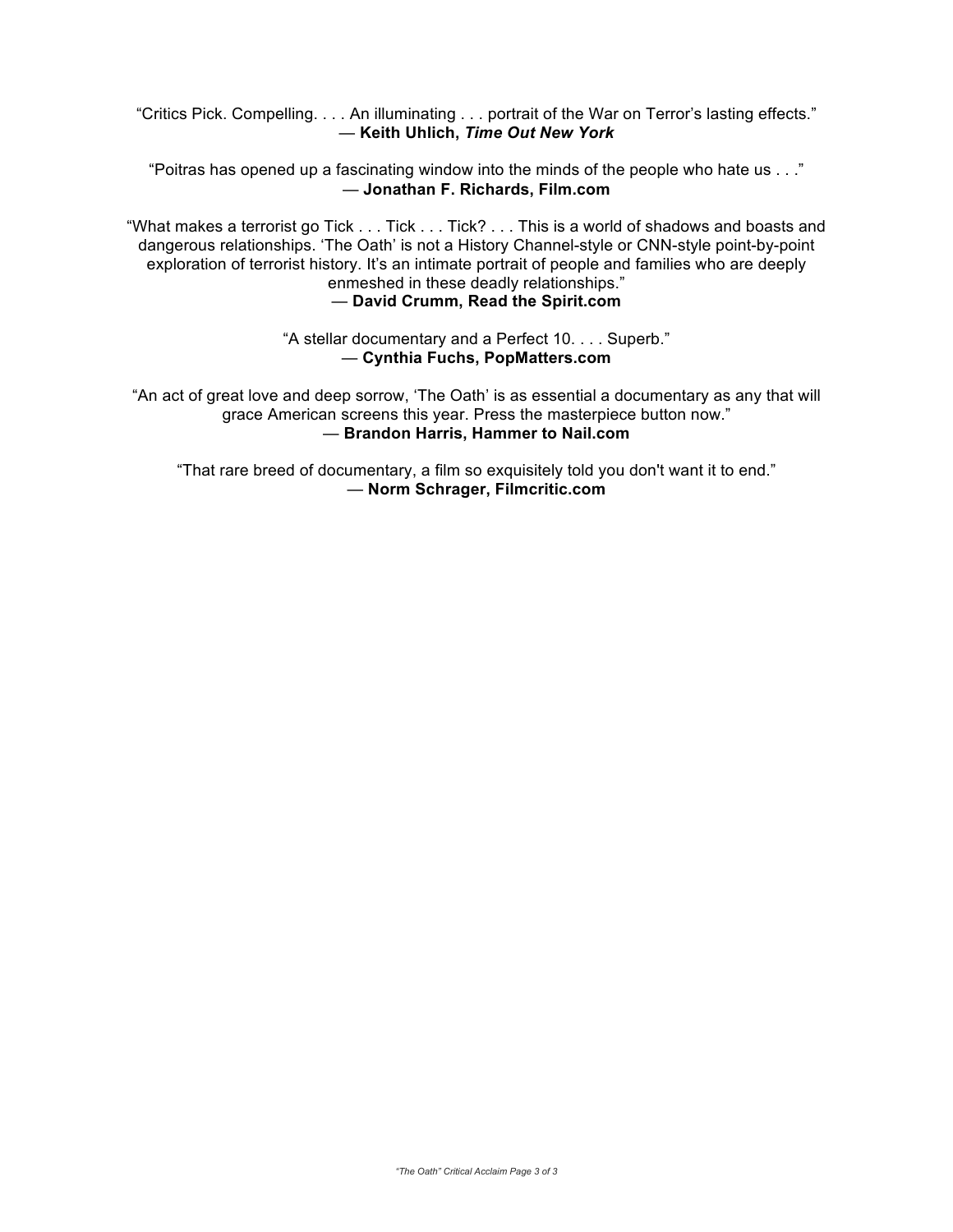"Critics Pick. Compelling. . . . An illuminating . . . portrait of the War on Terror's lasting effects."
— **Keith Uhlich, *Time Out New York***

"Poitras has opened up a fascinating window into the minds of the people who hate us . . ."
— **Jonathan F. Richards, Film.com**

"What makes a terrorist go Tick . . . Tick . . . Tick? . . . This is a world of shadows and boasts and dangerous relationships. 'The Oath' is not a History Channel-style or CNN-style point-by-point exploration of terrorist history. It's an intimate portrait of people and families who are deeply enmeshed in these deadly relationships."
— **David Crumm, Read the Spirit.com**

"A stellar documentary and a Perfect 10. . . . Superb."
— **Cynthia Fuchs, PopMatters.com**

"An act of great love and deep sorrow, 'The Oath' is as essential a documentary as any that will grace American screens this year. Press the masterpiece button now."
— **Brandon Harris, Hammer to Nail.com**

"That rare breed of documentary, a film so exquisitely told you don't want it to end."
— **Norm Schrager, Filmcritic.com**